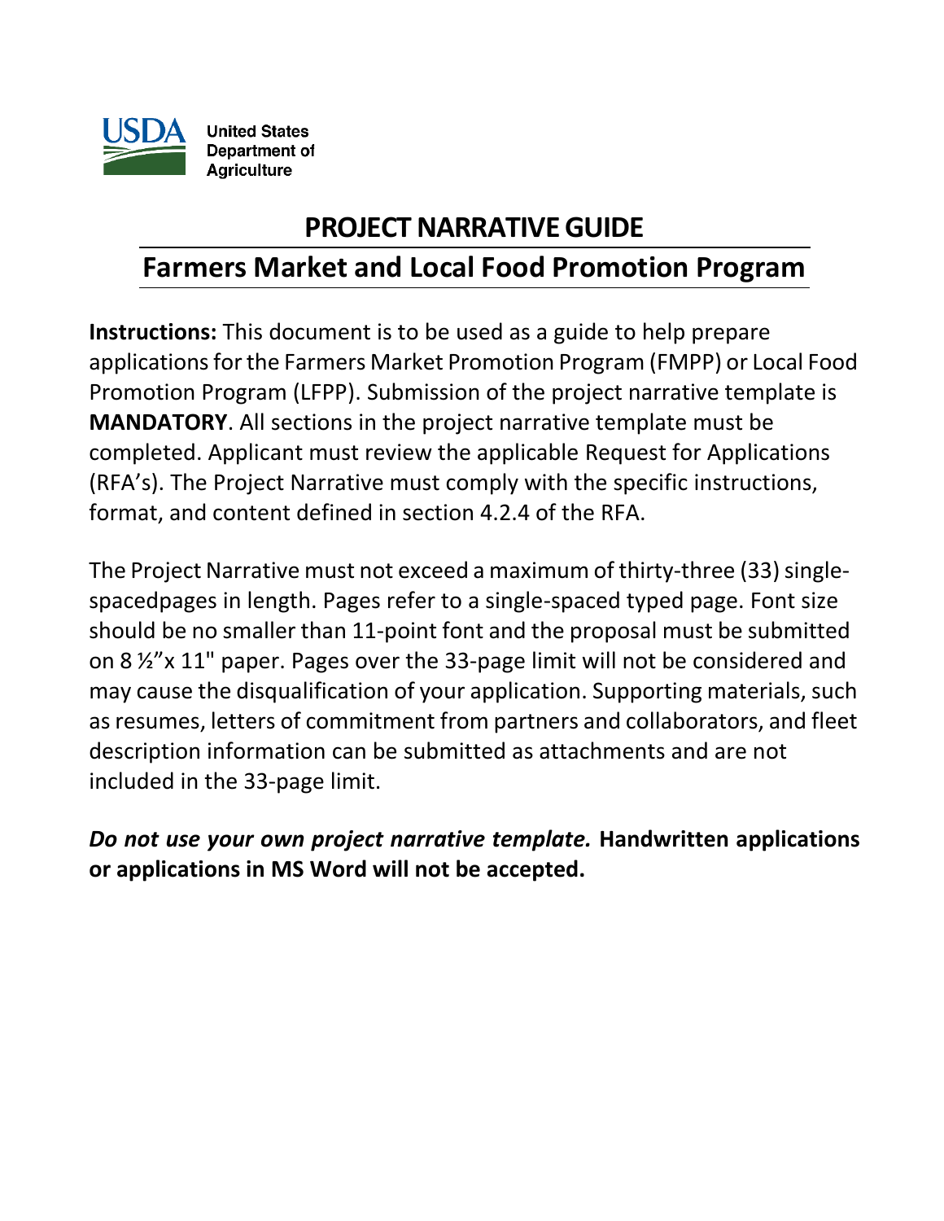United States Department of Agriculture

# PROJECT NARRATIVE GUIDE

## Farmers Market and Local Food Promotion Program

**Instructions:** This document is to be used as a guide to help prepare applications for the Farmers Market Promotion Program (FMPP) or Local Food Promotion Program (LFPP). Submission of the project narrative template is **MANDATORY**. All sections in the project narrative template must be completed. Applicant must review the applicable Request for Applications (RFA's). The Project Narrative must comply with the specific instructions, format, and content defined in section 4.2.4 of the RFA.

The Project Narrative must not exceed a maximum of thirty-three (33) single-spacedpages in length. Pages refer to a single-spaced typed page. Font size should be no smaller than 11-point font and the proposal must be submitted on 8 ½"x 11" paper. Pages over the 33-page limit will not be considered and may cause the disqualification of your application. Supporting materials, such as resumes, letters of commitment from partners and collaborators, and fleet description information can be submitted as attachments and are not included in the 33-page limit.

***Do not use your own project narrative template.*** **Handwritten applications or applications in MS Word will not be accepted.**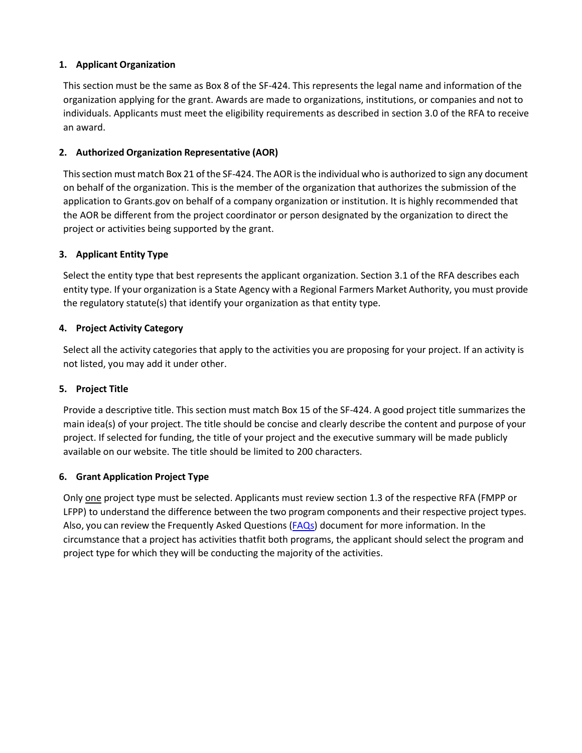### 1. Applicant Organization

This section must be the same as Box 8 of the SF-424. This represents the legal name and information of the organization applying for the grant. Awards are made to organizations, institutions, or companies and not to individuals. Applicants must meet the eligibility requirements as described in section 3.0 of the RFA to receive an award.

### 2. Authorized Organization Representative (AOR)

This section must match Box 21 of the SF-424. The AOR is the individual who is authorized to sign any document on behalf of the organization. This is the member of the organization that authorizes the submission of the application to Grants.gov on behalf of a company organization or institution. It is highly recommended that the AOR be different from the project coordinator or person designated by the organization to direct the project or activities being supported by the grant.

### 3. Applicant Entity Type

Select the entity type that best represents the applicant organization. Section 3.1 of the RFA describes each entity type. If your organization is a State Agency with a Regional Farmers Market Authority, you must provide the regulatory statute(s) that identify your organization as that entity type.

### 4. Project Activity Category

Select all the activity categories that apply to the activities you are proposing for your project. If an activity is not listed, you may add it under other.

### 5. Project Title

Provide a descriptive title. This section must match Box 15 of the SF-424. A good project title summarizes the main idea(s) of your project. The title should be concise and clearly describe the content and purpose of your project. If selected for funding, the title of your project and the executive summary will be made publicly available on our website. The title should be limited to 200 characters.

### 6. Grant Application Project Type

Only one project type must be selected. Applicants must review section 1.3 of the respective RFA (FMPP or LFPP) to understand the difference between the two program components and their respective project types. Also, you can review the Frequently Asked Questions (FAQs) document for more information. In the circumstance that a project has activities thatfit both programs, the applicant should select the program and project type for which they will be conducting the majority of the activities.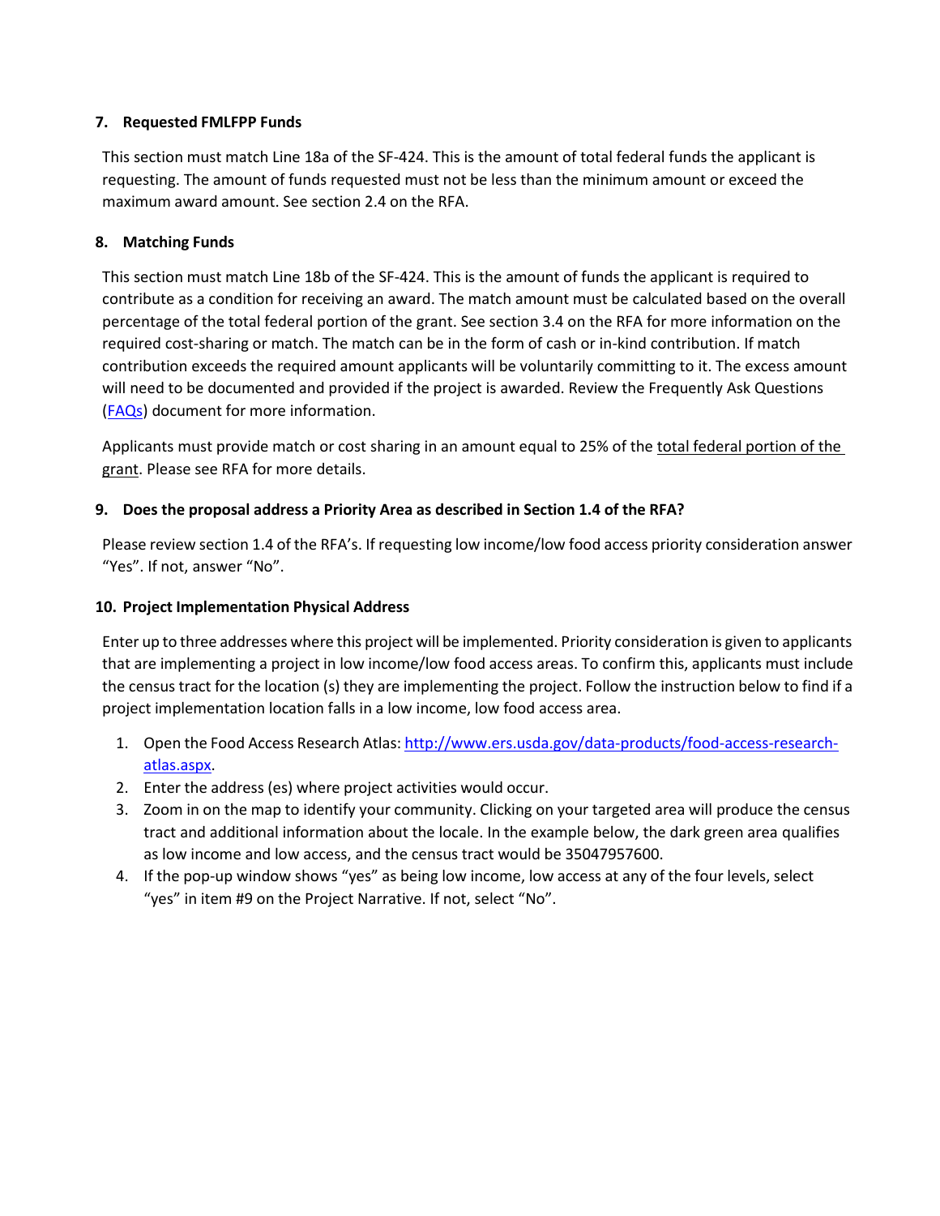### 7. Requested FMLFPP Funds

This section must match Line 18a of the SF-424. This is the amount of total federal funds the applicant is requesting. The amount of funds requested must not be less than the minimum amount or exceed the maximum award amount. See section 2.4 on the RFA.

### 8. Matching Funds

This section must match Line 18b of the SF-424. This is the amount of funds the applicant is required to contribute as a condition for receiving an award. The match amount must be calculated based on the overall percentage of the total federal portion of the grant. See section 3.4 on the RFA for more information on the required cost-sharing or match. The match can be in the form of cash or in-kind contribution. If match contribution exceeds the required amount applicants will be voluntarily committing to it. The excess amount will need to be documented and provided if the project is awarded. Review the Frequently Ask Questions ([FAQs]) document for more information.

Applicants must provide match or cost sharing in an amount equal to 25% of the total federal portion of the grant. Please see RFA for more details.

### 9. Does the proposal address a Priority Area as described in Section 1.4 of the RFA?

Please review section 1.4 of the RFA's. If requesting low income/low food access priority consideration answer "Yes". If not, answer "No".

### 10. Project Implementation Physical Address

Enter up to three addresses where this project will be implemented. Priority consideration is given to applicants that are implementing a project in low income/low food access areas. To confirm this, applicants must include the census tract for the location (s) they are implementing the project. Follow the instruction below to find if a project implementation location falls in a low income, low food access area.

1. Open the Food Access Research Atlas: http://www.ers.usda.gov/data-products/food-access-research-atlas.aspx.
2. Enter the address (es) where project activities would occur.
3. Zoom in on the map to identify your community. Clicking on your targeted area will produce the census tract and additional information about the locale. In the example below, the dark green area qualifies as low income and low access, and the census tract would be 35047957600.
4. If the pop-up window shows "yes" as being low income, low access at any of the four levels, select "yes" in item #9 on the Project Narrative. If not, select "No".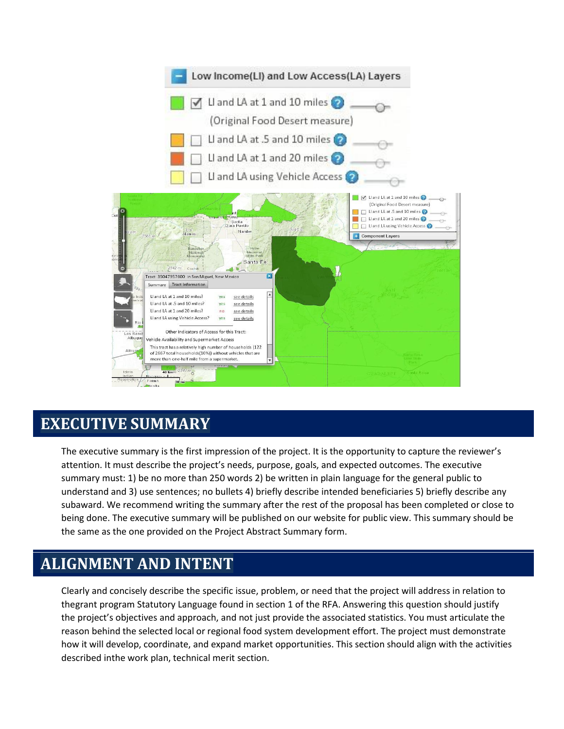## EXECUTIVE SUMMARY

The executive summary is the first impression of the project. It is the opportunity to capture the reviewer's attention. It must describe the project's needs, purpose, goals, and expected outcomes. The executive summary must: 1) be no more than 250 words 2) be written in plain language for the general public to understand and 3) use sentences; no bullets 4) briefly describe intended beneficiaries 5) briefly describe any subaward. We recommend writing the summary after the rest of the proposal has been completed or close to being done. The executive summary will be published on our website for public view. This summary should be the same as the one provided on the Project Abstract Summary form.

## ALIGNMENT AND INTENT

Clearly and concisely describe the specific issue, problem, or need that the project will address in relation to thegrant program Statutory Language found in section 1 of the RFA. Answering this question should justify the project's objectives and approach, and not just provide the associated statistics. You must articulate the reason behind the selected local or regional food system development effort. The project must demonstrate how it will develop, coordinate, and expand market opportunities. This section should align with the activities described inthe work plan, technical merit section.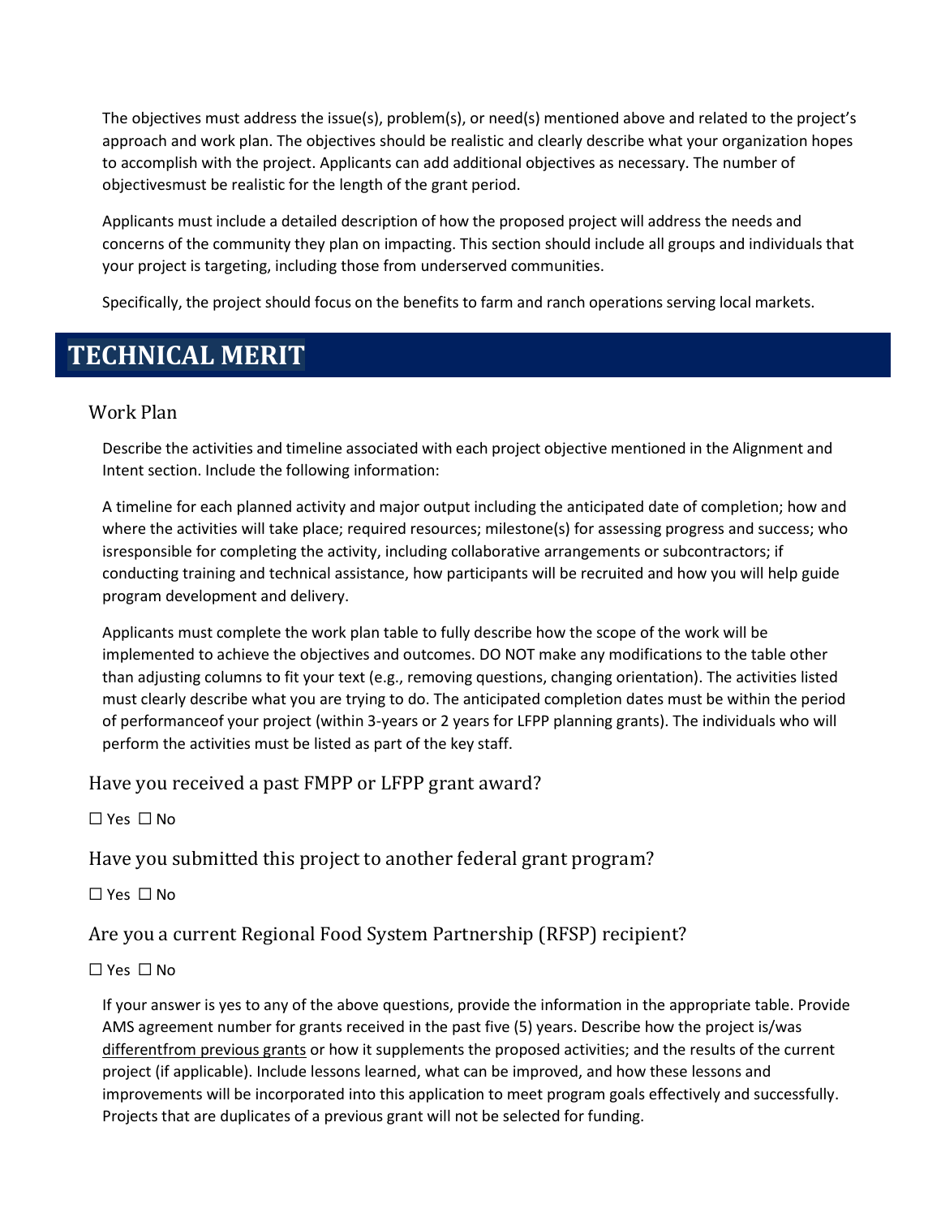The objectives must address the issue(s), problem(s), or need(s) mentioned above and related to the project's approach and work plan. The objectives should be realistic and clearly describe what your organization hopes to accomplish with the project. Applicants can add additional objectives as necessary. The number of objectivesmust be realistic for the length of the grant period.

Applicants must include a detailed description of how the proposed project will address the needs and concerns of the community they plan on impacting. This section should include all groups and individuals that your project is targeting, including those from underserved communities.

Specifically, the project should focus on the benefits to farm and ranch operations serving local markets.

# TECHNICAL MERIT

## Work Plan

Describe the activities and timeline associated with each project objective mentioned in the Alignment and Intent section. Include the following information:

A timeline for each planned activity and major output including the anticipated date of completion; how and where the activities will take place; required resources; milestone(s) for assessing progress and success; who isresponsible for completing the activity, including collaborative arrangements or subcontractors; if conducting training and technical assistance, how participants will be recruited and how you will help guide program development and delivery.

Applicants must complete the work plan table to fully describe how the scope of the work will be implemented to achieve the objectives and outcomes. DO NOT make any modifications to the table other than adjusting columns to fit your text (e.g., removing questions, changing orientation). The activities listed must clearly describe what you are trying to do. The anticipated completion dates must be within the period of performanceof your project (within 3-years or 2 years for LFPP planning grants). The individuals who will perform the activities must be listed as part of the key staff.

## Have you received a past FMPP or LFPP grant award?

☐ Yes ☐ No

## Have you submitted this project to another federal grant program?

☐ Yes ☐ No

## Are you a current Regional Food System Partnership (RFSP) recipient?

☐ Yes ☐ No

If your answer is yes to any of the above questions, provide the information in the appropriate table. Provide AMS agreement number for grants received in the past five (5) years. Describe how the project is/was differentfrom previous grants or how it supplements the proposed activities; and the results of the current project (if applicable). Include lessons learned, what can be improved, and how these lessons and improvements will be incorporated into this application to meet program goals effectively and successfully. Projects that are duplicates of a previous grant will not be selected for funding.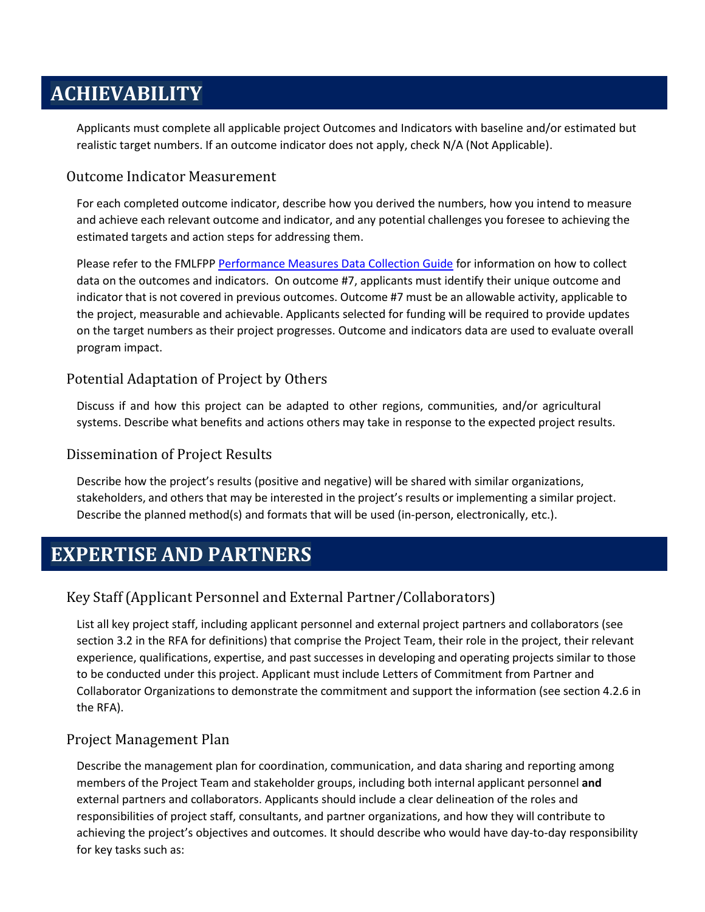# ACHIEVABILITY

Applicants must complete all applicable project Outcomes and Indicators with baseline and/or estimated but realistic target numbers. If an outcome indicator does not apply, check N/A (Not Applicable).

## Outcome Indicator Measurement

For each completed outcome indicator, describe how you derived the numbers, how you intend to measure and achieve each relevant outcome and indicator, and any potential challenges you foresee to achieving the estimated targets and action steps for addressing them.

Please refer to the FMLFPP [Performance Measures Data Collection Guide] for information on how to collect data on the outcomes and indicators. On outcome #7, applicants must identify their unique outcome and indicator that is not covered in previous outcomes. Outcome #7 must be an allowable activity, applicable to the project, measurable and achievable. Applicants selected for funding will be required to provide updates on the target numbers as their project progresses. Outcome and indicators data are used to evaluate overall program impact.

## Potential Adaptation of Project by Others

Discuss if and how this project can be adapted to other regions, communities, and/or agricultural systems. Describe what benefits and actions others may take in response to the expected project results.

## Dissemination of Project Results

Describe how the project's results (positive and negative) will be shared with similar organizations, stakeholders, and others that may be interested in the project's results or implementing a similar project. Describe the planned method(s) and formats that will be used (in-person, electronically, etc.).

# EXPERTISE AND PARTNERS

## Key Staff (Applicant Personnel and External Partner/Collaborators)

List all key project staff, including applicant personnel and external project partners and collaborators (see section 3.2 in the RFA for definitions) that comprise the Project Team, their role in the project, their relevant experience, qualifications, expertise, and past successes in developing and operating projects similar to those to be conducted under this project. Applicant must include Letters of Commitment from Partner and Collaborator Organizations to demonstrate the commitment and support the information (see section 4.2.6 in the RFA).

## Project Management Plan

Describe the management plan for coordination, communication, and data sharing and reporting among members of the Project Team and stakeholder groups, including both internal applicant personnel **and** external partners and collaborators. Applicants should include a clear delineation of the roles and responsibilities of project staff, consultants, and partner organizations, and how they will contribute to achieving the project's objectives and outcomes. It should describe who would have day-to-day responsibility for key tasks such as: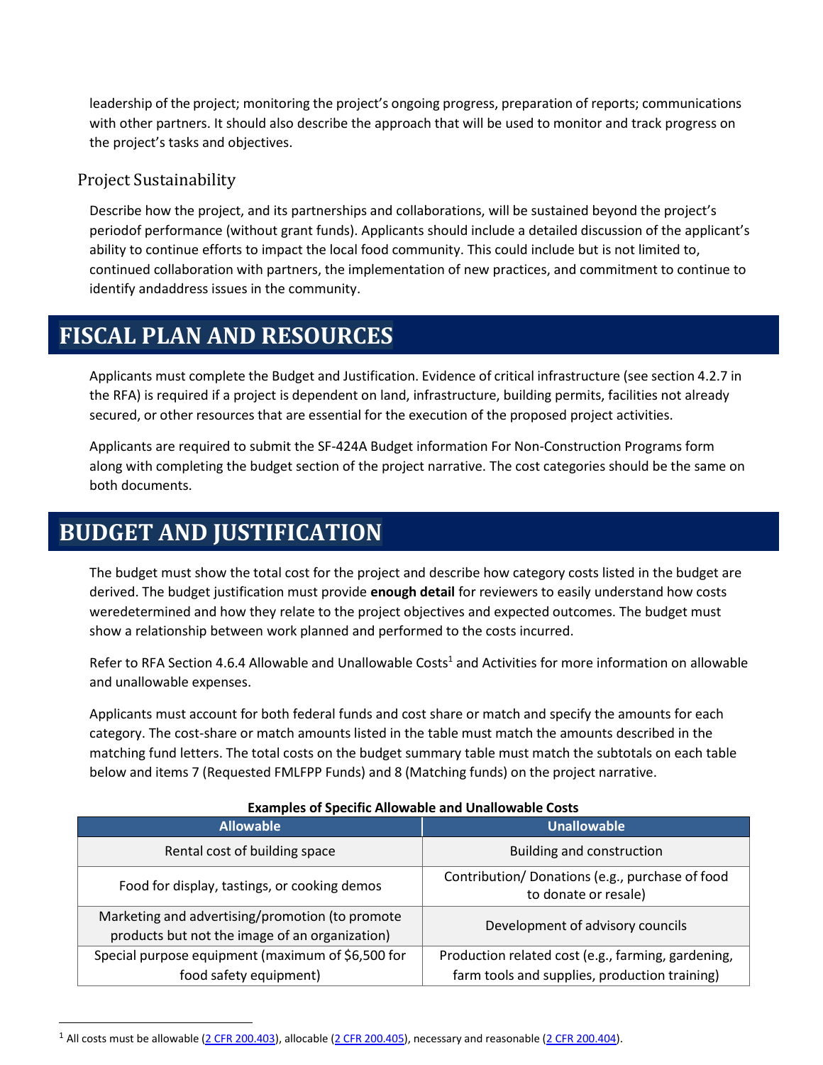leadership of the project; monitoring the project's ongoing progress, preparation of reports; communications with other partners. It should also describe the approach that will be used to monitor and track progress on the project's tasks and objectives.

### Project Sustainability

Describe how the project, and its partnerships and collaborations, will be sustained beyond the project's periodof performance (without grant funds). Applicants should include a detailed discussion of the applicant's ability to continue efforts to impact the local food community. This could include but is not limited to, continued collaboration with partners, the implementation of new practices, and commitment to continue to identify andaddress issues in the community.

## FISCAL PLAN AND RESOURCES

Applicants must complete the Budget and Justification. Evidence of critical infrastructure (see section 4.2.7 in the RFA) is required if a project is dependent on land, infrastructure, building permits, facilities not already secured, or other resources that are essential for the execution of the proposed project activities.

Applicants are required to submit the SF-424A Budget information For Non-Construction Programs form along with completing the budget section of the project narrative. The cost categories should be the same on both documents.

## BUDGET AND JUSTIFICATION

The budget must show the total cost for the project and describe how category costs listed in the budget are derived. The budget justification must provide **enough detail** for reviewers to easily understand how costs weredetermined and how they relate to the project objectives and expected outcomes. The budget must show a relationship between work planned and performed to the costs incurred.

Refer to RFA Section 4.6.4 Allowable and Unallowable Costs[1] and Activities for more information on allowable and unallowable expenses.

Applicants must account for both federal funds and cost share or match and specify the amounts for each category. The cost-share or match amounts listed in the table must match the amounts described in the matching fund letters. The total costs on the budget summary table must match the subtotals on each table below and items 7 (Requested FMLFPP Funds) and 8 (Matching funds) on the project narrative.

**Examples of Specific Allowable and Unallowable Costs**

| Allowable | Unallowable |
|---|---|
| Rental cost of building space | Building and construction |
| Food for display, tastings, or cooking demos | Contribution/ Donations (e.g., purchase of food to donate or resale) |
| Marketing and advertising/promotion (to promote products but not the image of an organization) | Development of advisory councils |
| Special purpose equipment (maximum of $6,500 for food safety equipment) | Production related cost (e.g., farming, gardening, farm tools and supplies, production training) |

[1] All costs must be allowable (2 CFR 200.403), allocable (2 CFR 200.405), necessary and reasonable (2 CFR 200.404).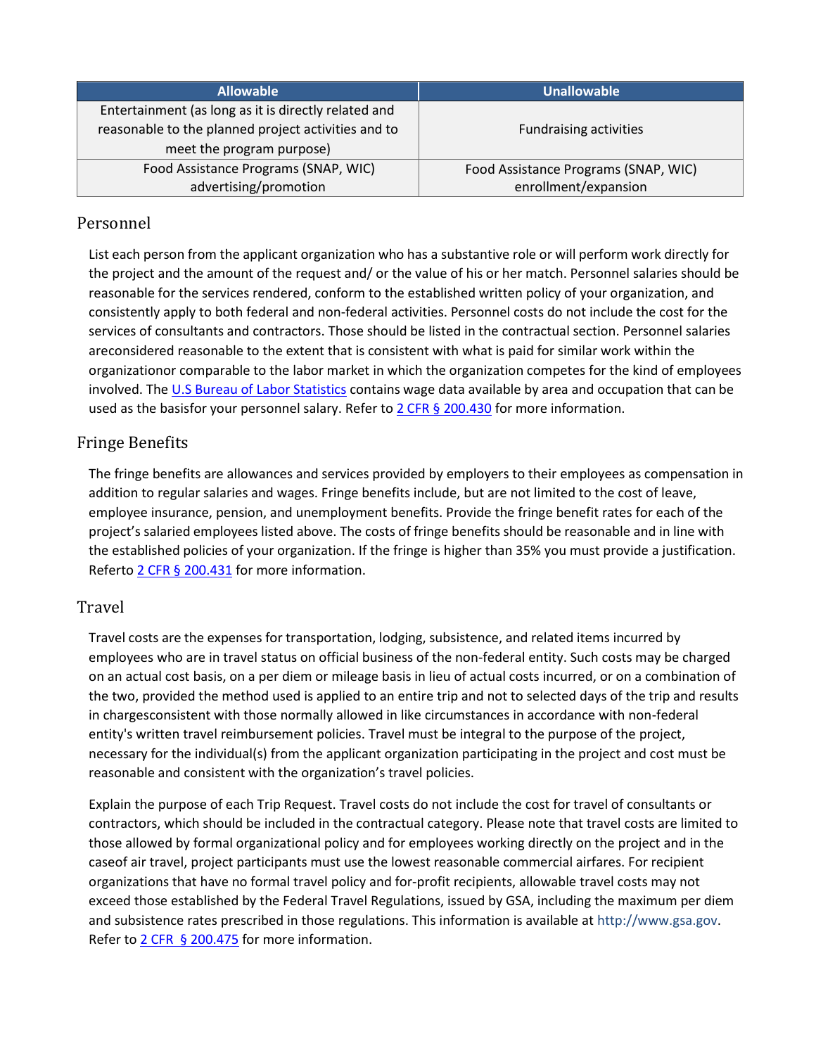| Allowable | Unallowable |
|---|---|
| Entertainment (as long as it is directly related and reasonable to the planned project activities and to meet the program purpose) | Fundraising activities |
| Food Assistance Programs (SNAP, WIC) advertising/promotion | Food Assistance Programs (SNAP, WIC) enrollment/expansion |

## Personnel

List each person from the applicant organization who has a substantive role or will perform work directly for the project and the amount of the request and/ or the value of his or her match. Personnel salaries should be reasonable for the services rendered, conform to the established written policy of your organization, and consistently apply to both federal and non-federal activities. Personnel costs do not include the cost for the services of consultants and contractors. Those should be listed in the contractual section. Personnel salaries areconsidered reasonable to the extent that is consistent with what is paid for similar work within the organizationor comparable to the labor market in which the organization competes for the kind of employees involved. The U.S Bureau of Labor Statistics contains wage data available by area and occupation that can be used as the basisfor your personnel salary. Refer to 2 CFR § 200.430 for more information.

## Fringe Benefits

The fringe benefits are allowances and services provided by employers to their employees as compensation in addition to regular salaries and wages. Fringe benefits include, but are not limited to the cost of leave, employee insurance, pension, and unemployment benefits. Provide the fringe benefit rates for each of the project's salaried employees listed above. The costs of fringe benefits should be reasonable and in line with the established policies of your organization. If the fringe is higher than 35% you must provide a justification. Referto 2 CFR § 200.431 for more information.

## Travel

Travel costs are the expenses for transportation, lodging, subsistence, and related items incurred by employees who are in travel status on official business of the non-federal entity. Such costs may be charged on an actual cost basis, on a per diem or mileage basis in lieu of actual costs incurred, or on a combination of the two, provided the method used is applied to an entire trip and not to selected days of the trip and results in chargesconsistent with those normally allowed in like circumstances in accordance with non-federal entity's written travel reimbursement policies. Travel must be integral to the purpose of the project, necessary for the individual(s) from the applicant organization participating in the project and cost must be reasonable and consistent with the organization's travel policies.

Explain the purpose of each Trip Request. Travel costs do not include the cost for travel of consultants or contractors, which should be included in the contractual category. Please note that travel costs are limited to those allowed by formal organizational policy and for employees working directly on the project and in the caseof air travel, project participants must use the lowest reasonable commercial airfares. For recipient organizations that have no formal travel policy and for-profit recipients, allowable travel costs may not exceed those established by the Federal Travel Regulations, issued by GSA, including the maximum per diem and subsistence rates prescribed in those regulations. This information is available at http://www.gsa.gov. Refer to 2 CFR § 200.475 for more information.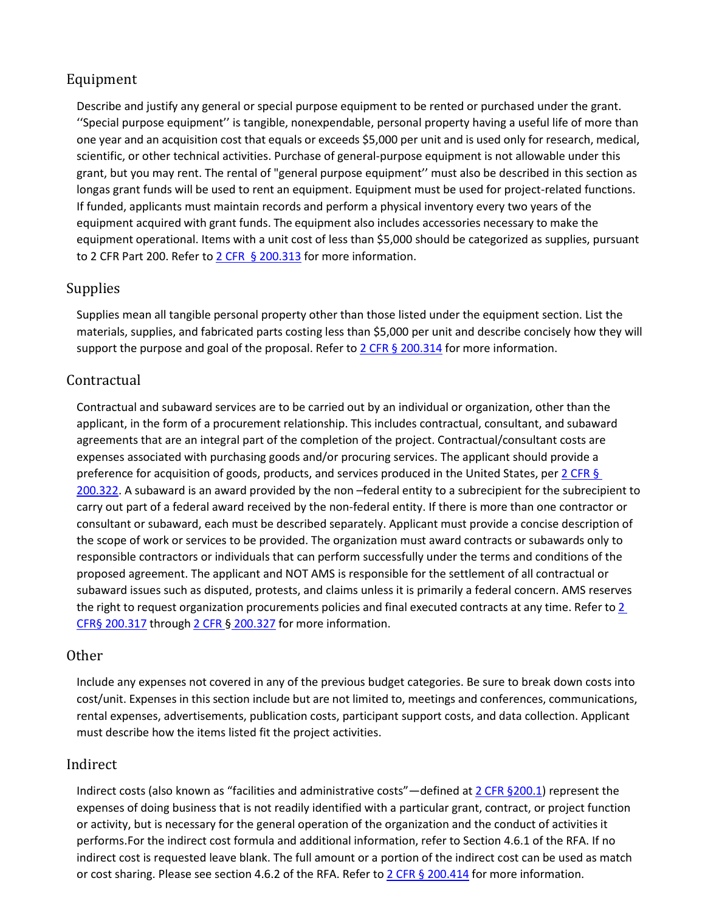## Equipment

Describe and justify any general or special purpose equipment to be rented or purchased under the grant. ''Special purpose equipment'' is tangible, nonexpendable, personal property having a useful life of more than one year and an acquisition cost that equals or exceeds $5,000 per unit and is used only for research, medical, scientific, or other technical activities. Purchase of general-purpose equipment is not allowable under this grant, but you may rent. The rental of "general purpose equipment'' must also be described in this section as longas grant funds will be used to rent an equipment. Equipment must be used for project-related functions. If funded, applicants must maintain records and perform a physical inventory every two years of the equipment acquired with grant funds. The equipment also includes accessories necessary to make the equipment operational. Items with a unit cost of less than $5,000 should be categorized as supplies, pursuant to 2 CFR Part 200. Refer to 2 CFR § 200.313 for more information.

## Supplies

Supplies mean all tangible personal property other than those listed under the equipment section. List the materials, supplies, and fabricated parts costing less than $5,000 per unit and describe concisely how they will support the purpose and goal of the proposal. Refer to 2 CFR § 200.314 for more information.

## Contractual

Contractual and subaward services are to be carried out by an individual or organization, other than the applicant, in the form of a procurement relationship. This includes contractual, consultant, and subaward agreements that are an integral part of the completion of the project. Contractual/consultant costs are expenses associated with purchasing goods and/or procuring services. The applicant should provide a preference for acquisition of goods, products, and services produced in the United States, per 2 CFR § 200.322. A subaward is an award provided by the non –federal entity to a subrecipient for the subrecipient to carry out part of a federal award received by the non-federal entity. If there is more than one contractor or consultant or subaward, each must be described separately. Applicant must provide a concise description of the scope of work or services to be provided. The organization must award contracts or subawards only to responsible contractors or individuals that can perform successfully under the terms and conditions of the proposed agreement. The applicant and NOT AMS is responsible for the settlement of all contractual or subaward issues such as disputed, protests, and claims unless it is primarily a federal concern. AMS reserves the right to request organization procurements policies and final executed contracts at any time. Refer to 2 CFR§ 200.317 through 2 CFR § 200.327 for more information.

## Other

Include any expenses not covered in any of the previous budget categories. Be sure to break down costs into cost/unit. Expenses in this section include but are not limited to, meetings and conferences, communications, rental expenses, advertisements, publication costs, participant support costs, and data collection. Applicant must describe how the items listed fit the project activities.

## Indirect

Indirect costs (also known as "facilities and administrative costs"—defined at 2 CFR §200.1) represent the expenses of doing business that is not readily identified with a particular grant, contract, or project function or activity, but is necessary for the general operation of the organization and the conduct of activities it performs.For the indirect cost formula and additional information, refer to Section 4.6.1 of the RFA. If no indirect cost is requested leave blank. The full amount or a portion of the indirect cost can be used as match or cost sharing. Please see section 4.6.2 of the RFA. Refer to 2 CFR § 200.414 for more information.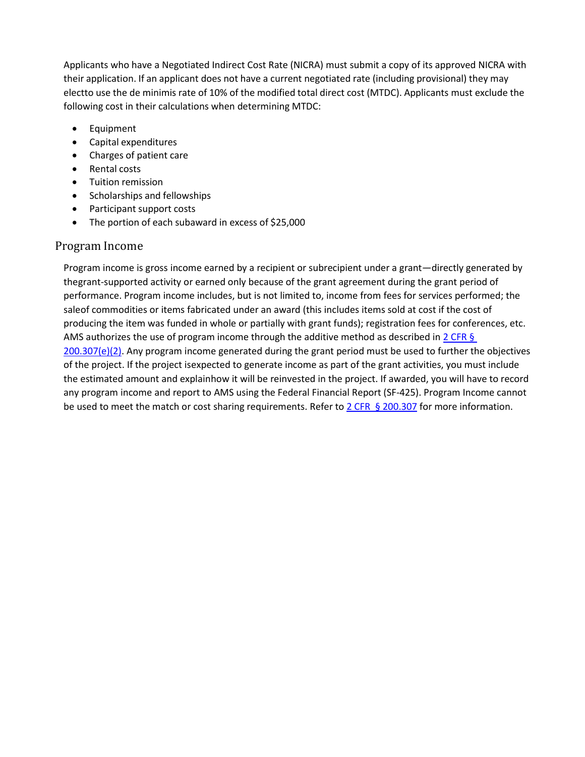Applicants who have a Negotiated Indirect Cost Rate (NICRA) must submit a copy of its approved NICRA with their application. If an applicant does not have a current negotiated rate (including provisional) they may electto use the de minimis rate of 10% of the modified total direct cost (MTDC). Applicants must exclude the following cost in their calculations when determining MTDC:

- Equipment
- Capital expenditures
- Charges of patient care
- Rental costs
- Tuition remission
- Scholarships and fellowships
- Participant support costs
- The portion of each subaward in excess of $25,000

## Program Income

Program income is gross income earned by a recipient or subrecipient under a grant—directly generated by thegrant-supported activity or earned only because of the grant agreement during the grant period of performance. Program income includes, but is not limited to, income from fees for services performed; the saleof commodities or items fabricated under an award (this includes items sold at cost if the cost of producing the item was funded in whole or partially with grant funds); registration fees for conferences, etc. AMS authorizes the use of program income through the additive method as described in 2 CFR § 200.307(e)(2). Any program income generated during the grant period must be used to further the objectives of the project. If the project isexpected to generate income as part of the grant activities, you must include the estimated amount and explainhow it will be reinvested in the project. If awarded, you will have to record any program income and report to AMS using the Federal Financial Report (SF-425). Program Income cannot be used to meet the match or cost sharing requirements. Refer to 2 CFR § 200.307 for more information.